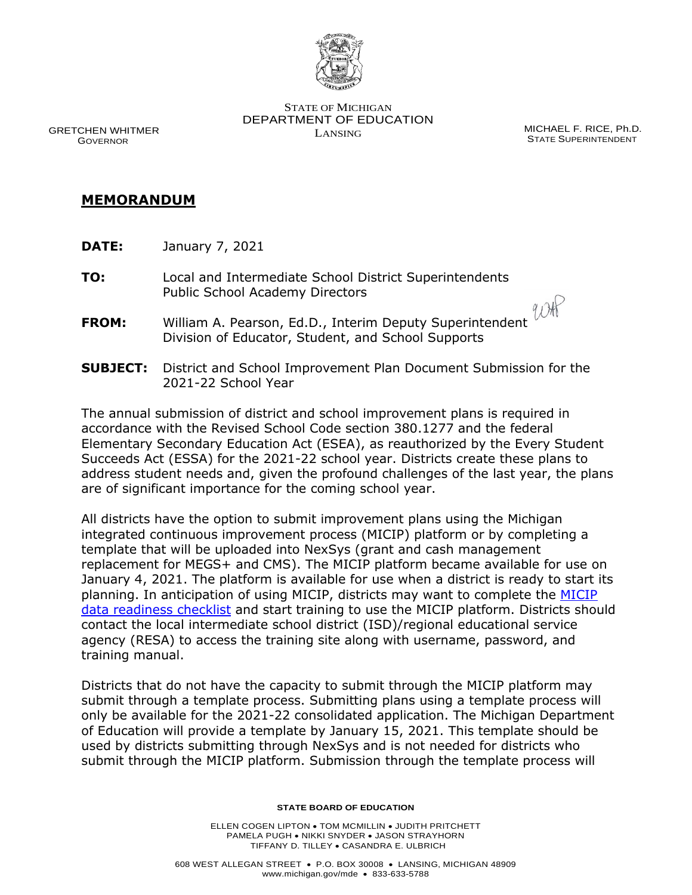STATE OF MICHIGAN
DEPARTMENT OF EDUCATION
LANSING

GRETCHEN WHITMER
GOVERNOR

MICHAEL F. RICE, Ph.D.
STATE SUPERINTENDENT

## MEMORANDUM

**DATE:** January 7, 2021

**TO:** Local and Intermediate School District Superintendents
Public School Academy Directors

**FROM:** William A. Pearson, Ed.D., Interim Deputy Superintendent
Division of Educator, Student, and School Supports

**SUBJECT:** District and School Improvement Plan Document Submission for the 2021-22 School Year

The annual submission of district and school improvement plans is required in accordance with the Revised School Code section 380.1277 and the federal Elementary Secondary Education Act (ESEA), as reauthorized by the Every Student Succeeds Act (ESSA) for the 2021-22 school year. Districts create these plans to address student needs and, given the profound challenges of the last year, the plans are of significant importance for the coming school year.

All districts have the option to submit improvement plans using the Michigan integrated continuous improvement process (MICIP) platform or by completing a template that will be uploaded into NexSys (grant and cash management replacement for MEGS+ and CMS). The MICIP platform became available for use on January 4, 2021. The platform is available for use when a district is ready to start its planning. In anticipation of using MICIP, districts may want to complete the MICIP data readiness checklist and start training to use the MICIP platform. Districts should contact the local intermediate school district (ISD)/regional educational service agency (RESA) to access the training site along with username, password, and training manual.

Districts that do not have the capacity to submit through the MICIP platform may submit through a template process. Submitting plans using a template process will only be available for the 2021-22 consolidated application. The Michigan Department of Education will provide a template by January 15, 2021. This template should be used by districts submitting through NexSys and is not needed for districts who submit through the MICIP platform. Submission through the template process will

**STATE BOARD OF EDUCATION**

ELLEN COGEN LIPTON • TOM MCMILLIN • JUDITH PRITCHETT
PAMELA PUGH • NIKKI SNYDER • JASON STRAYHORN
TIFFANY D. TILLEY • CASANDRA E. ULBRICH

608 WEST ALLEGAN STREET • P.O. BOX 30008 • LANSING, MICHIGAN 48909
www.michigan.gov/mde • 833-633-5788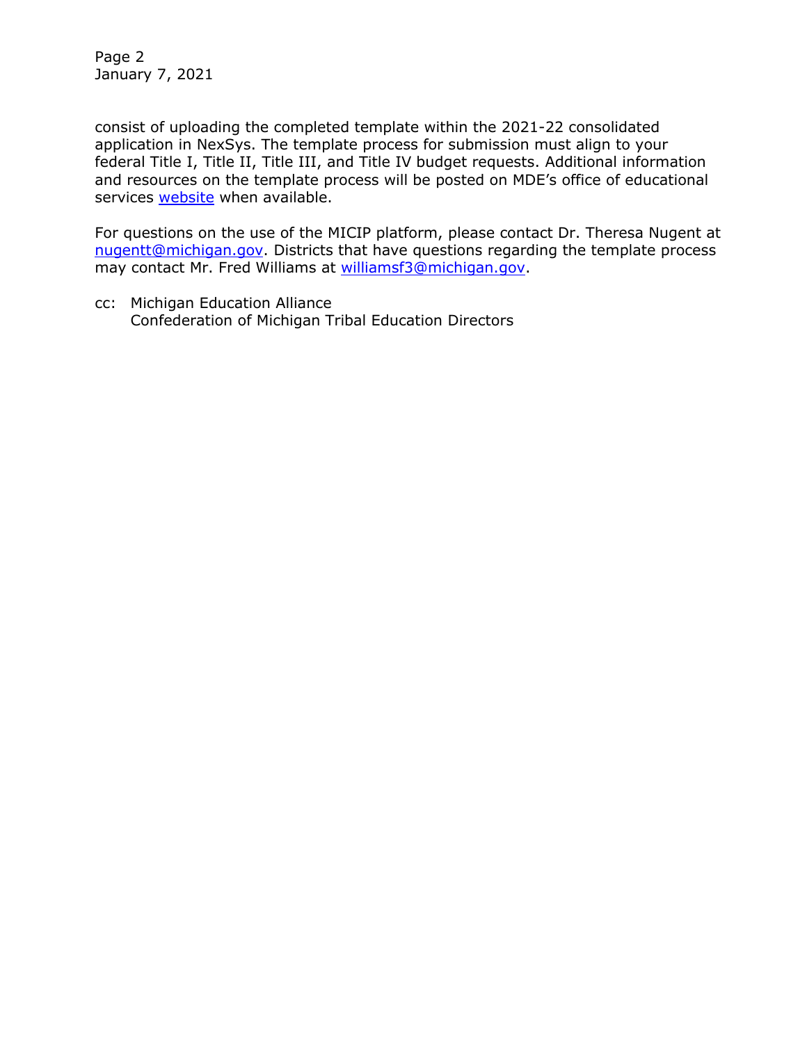consist of uploading the completed template within the 2021-22 consolidated application in NexSys. The template process for submission must align to your federal Title I, Title II, Title III, and Title IV budget requests. Additional information and resources on the template process will be posted on MDE's office of educational services website when available.

For questions on the use of the MICIP platform, please contact Dr. Theresa Nugent at nugentt@michigan.gov. Districts that have questions regarding the template process may contact Mr. Fred Williams at williamsf3@michigan.gov.

cc: Michigan Education Alliance
Confederation of Michigan Tribal Education Directors